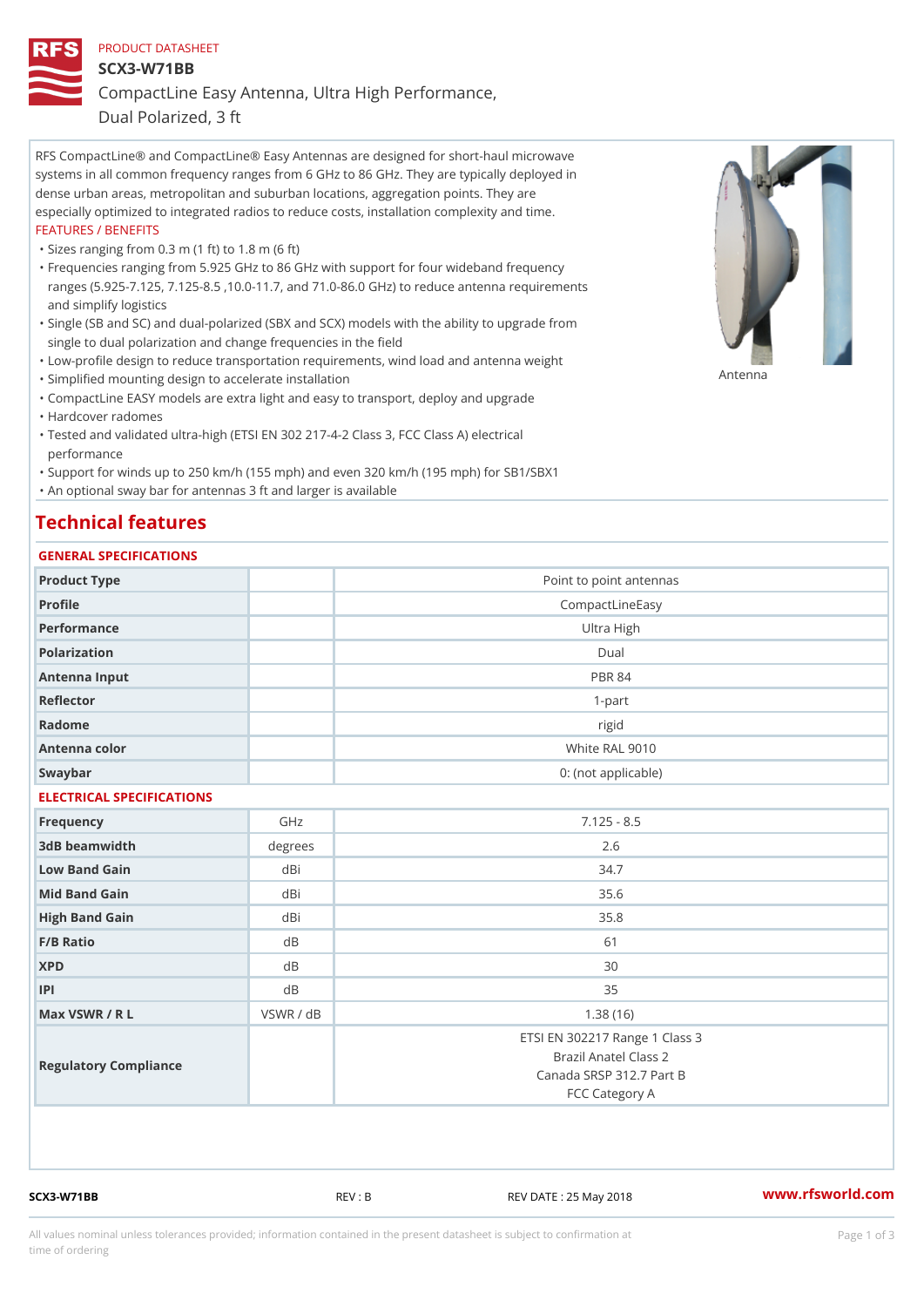PRODUCT DATASHEET

# SCX3-W71BB

## CompactLine Easy Antenna, Ultra High Performance, Dual Polarized, 3 ft

RFS CompactLine® and CompactLine® Easy Antennas are designed for short-haul microwave systems in all common frequency ranges from 6 GHz to 86 GHz. They are typically deployed in dense urban areas, metropolitan and suburban locations, aggregation points. They are especially optimized to integrated radios to reduce costs, installation complexity and time.

FEATURES / BENEFITS

- Sizes ranging from 0.3 m (1 ft) to 1.8 m (6 ft)
- Frequencies ranging from 5.925 GHz to 86 GHz with support for four wideband frequency ranges (5.925-7.125, 7.125-8.5 ,10.0-11.7, and 71.0-86.0 GHz) to reduce antenna requirements and simplify logistics
- Single (SB and SC) and dual-polarized (SBX and SCX) models with the ability to upgrade from single to dual polarization and change frequencies in the field
- Low-profile design to reduce transportation requirements, wind load and antenna weight
- Simplified mounting design to accelerate installation
- CompactLine EASY models are extra light and easy to transport, deploy and upgrade
- Hardcover radomes
- Tested and validated ultra-high (ETSI EN 302 217-4-2 Class 3, FCC Class A) electrical performance
- Support for winds up to 250 km/h (155 mph) and even 320 km/h (195 mph) for SB1/SBX1
- An optional sway bar for antennas 3 ft and larger is available

Antenna

# Technical features

GENERAL SPECIFICATIONS

| | | |
|---|---|---|
| Product Type | | Point to point antennas |
| Profile | | CompactLineEasy |
| Performance | | Ultra High |
| Polarization | | Dual |
| Antenna Input | | PBR 84 |
| Reflector | | 1-part |
| Radome | | rigid |
| Antenna color | | White RAL 9010 |
| Swaybar | | 0: (not applicable) |

ELECTRICAL SPECIFICATIONS

| | | |
|---|---|---|
| Frequency | GHz | 7.125 - 8.5 |
| 3dB beamwidth | degrees | 2.6 |
| Low Band Gain | dBi | 34.7 |
| Mid Band Gain | dBi | 35.6 |
| High Band Gain | dBi | 35.8 |
| F/B Ratio | dB | 61 |
| XPD | dB | 30 |
| IPI | dB | 35 |
| Max VSWR / R L | VSWR / dB | 1.38 (16) |
| Regulatory Compliance | | ETSI EN 302217 Range 1 Class 3<br>Brazil Anatel Class 2<br>Canada SRSP 312.7 Part B<br>FCC Category A |

SCX3-W71BB REV : B REV DATE : 25 May 2018 www.rfsworld.com

All values nominal unless tolerances provided; information contained in the present datasheet is subject to confirmation at time of ordering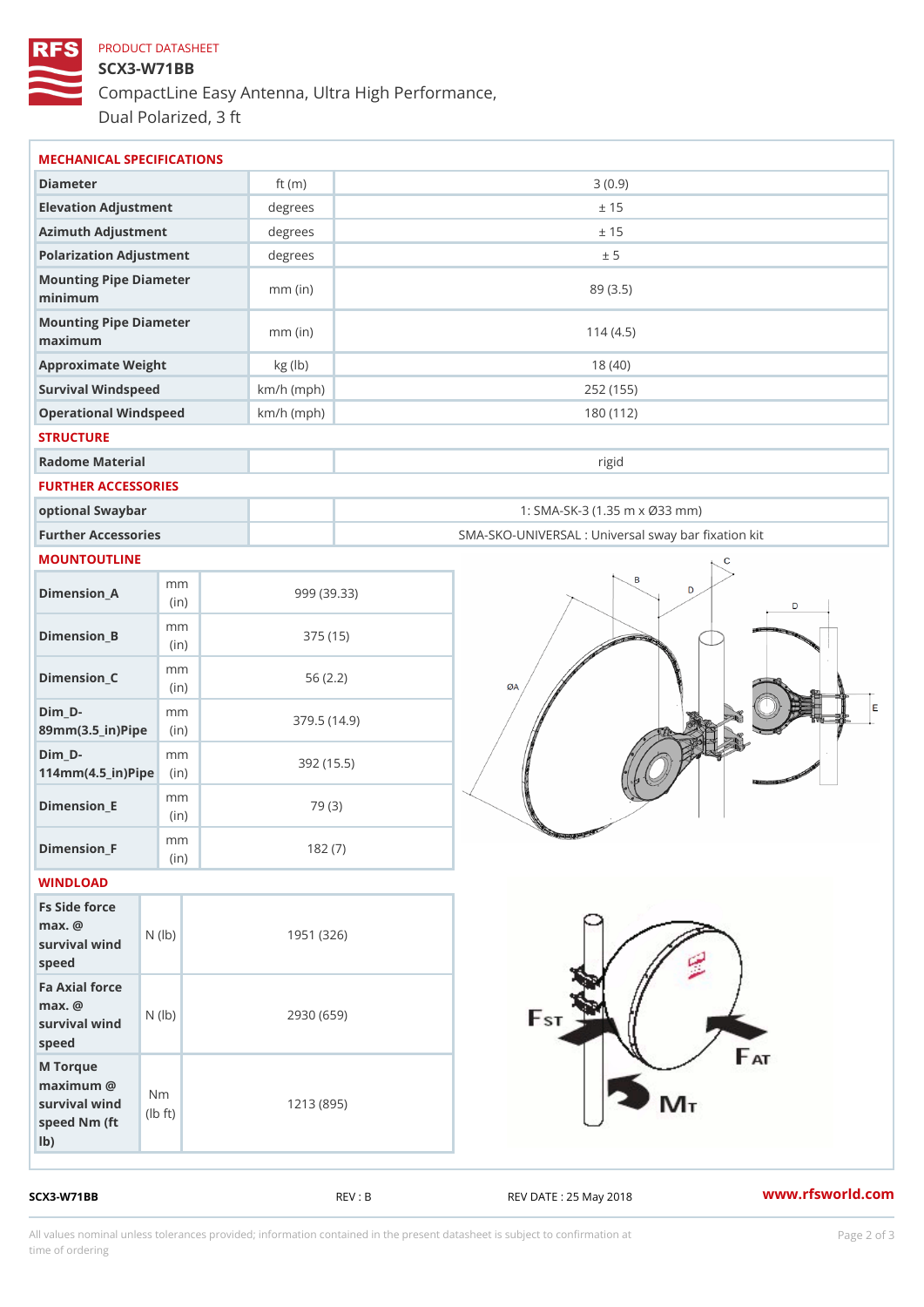PRODUCT DATASHEET

# SCX3-W71BB

CompactLine Easy Antenna, Ultra High Performance, Dual Polarized, 3 ft

## MECHANICAL SPECIFICATIONS

| | | |
|---|---|---|
| Diameter | ft (m) | 3 (0.9) |
| Elevation Adjustment | degrees | ± 15 |
| Azimuth Adjustment | degrees | ± 15 |
| Polarization Adjustment | degrees | ± 5 |
| Mounting Pipe Diameter minimum | mm (in) | 89 (3.5) |
| Mounting Pipe Diameter maximum | mm (in) | 114 (4.5) |
| Approximate Weight | kg (lb) | 18 (40) |
| Survival Windspeed | km/h (mph) | 252 (155) |
| Operational Windspeed | km/h (mph) | 180 (112) |

## STRUCTURE

| | | |
|---|---|---|
| Radome Material | | rigid |

## FURTHER ACCESSORIES

| | | |
|---|---|---|
| optional Swaybar | | 1: SMA-SK-3 (1.35 m x Ø33 mm) |
| Further Accessories | | SMA-SKO-UNIVERSAL : Universal sway bar fixation kit |

## MOUNTOUTLINE

| | | |
|---|---|---|
| Dimension_A | mm (in) | 999 (39.33) |
| Dimension_B | mm (in) | 375 (15) |
| Dimension_C | mm (in) | 56 (2.2) |
| Dim_D-89mm(3.5_in)Pipe | mm (in) | 379.5 (14.9) |
| Dim_D-114mm(4.5_in)Pipe | mm (in) | 392 (15.5) |
| Dimension_E | mm (in) | 79 (3) |
| Dimension_F | mm (in) | 182 (7) |

## WINDLOAD

| | | |
|---|---|---|
| Fs Side force max. @ survival wind speed | N (lb) | 1951 (326) |
| Fa Axial force max. @ survival wind speed | N (lb) | 2930 (659) |
| M Torque maximum @ survival wind speed Nm (ft lb) | Nm (lb ft) | 1213 (895) |

SCX3-W71BB REV : B REV DATE : 25 May 2018 www.rfsworld.com

All values nominal unless tolerances provided; information contained in the present datasheet is subject to confirmation at time of ordering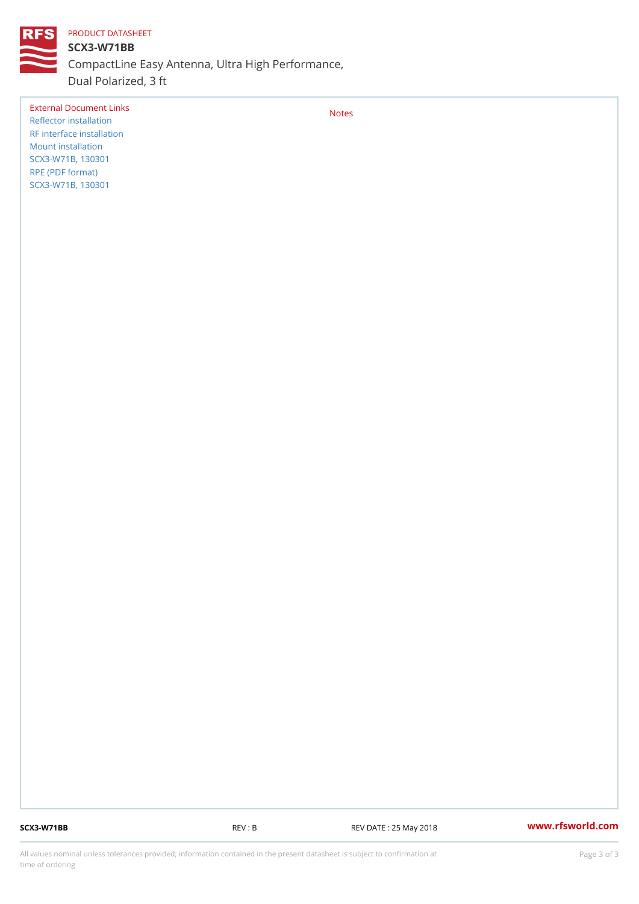PRODUCT DATASHEET

# SCX3-W71BB

CompactLine Easy Antenna, Ultra High Performance, Dual Polarized, 3 ft

External Document Links

- Reflector installation
- RF interface installation
- Mount installation
- SCX3-W71B, 130301
- RPE (PDF format)
- SCX3-W71B, 130301

Notes

SCX3-W71BB REV : B REV DATE : 25 May 2018 www.rfsworld.com

All values nominal unless tolerances provided; information contained in the present datasheet is subject to confirmation at time of ordering